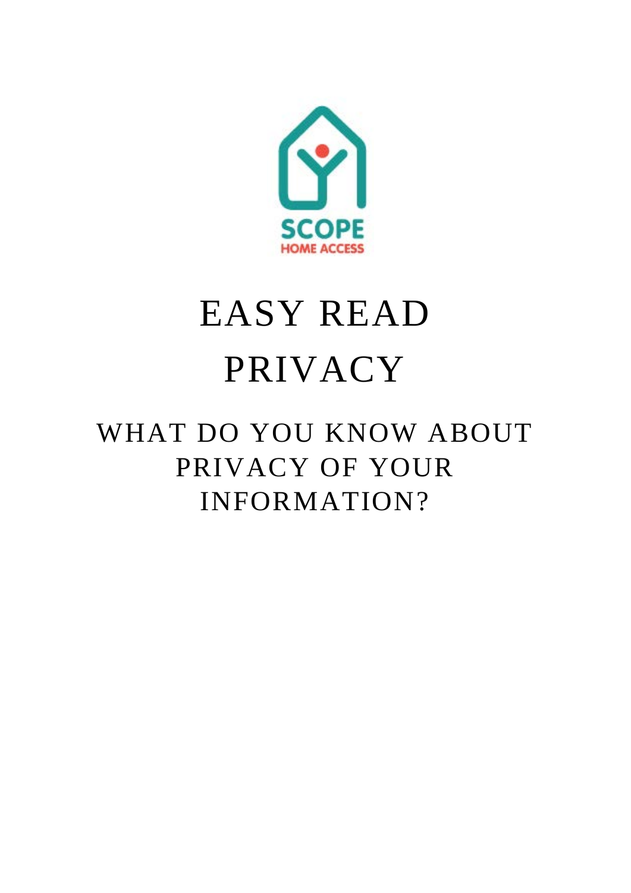SCOPE
HOME ACCESS

# EASY READ PRIVACY

## WHAT DO YOU KNOW ABOUT PRIVACY OF YOUR INFORMATION?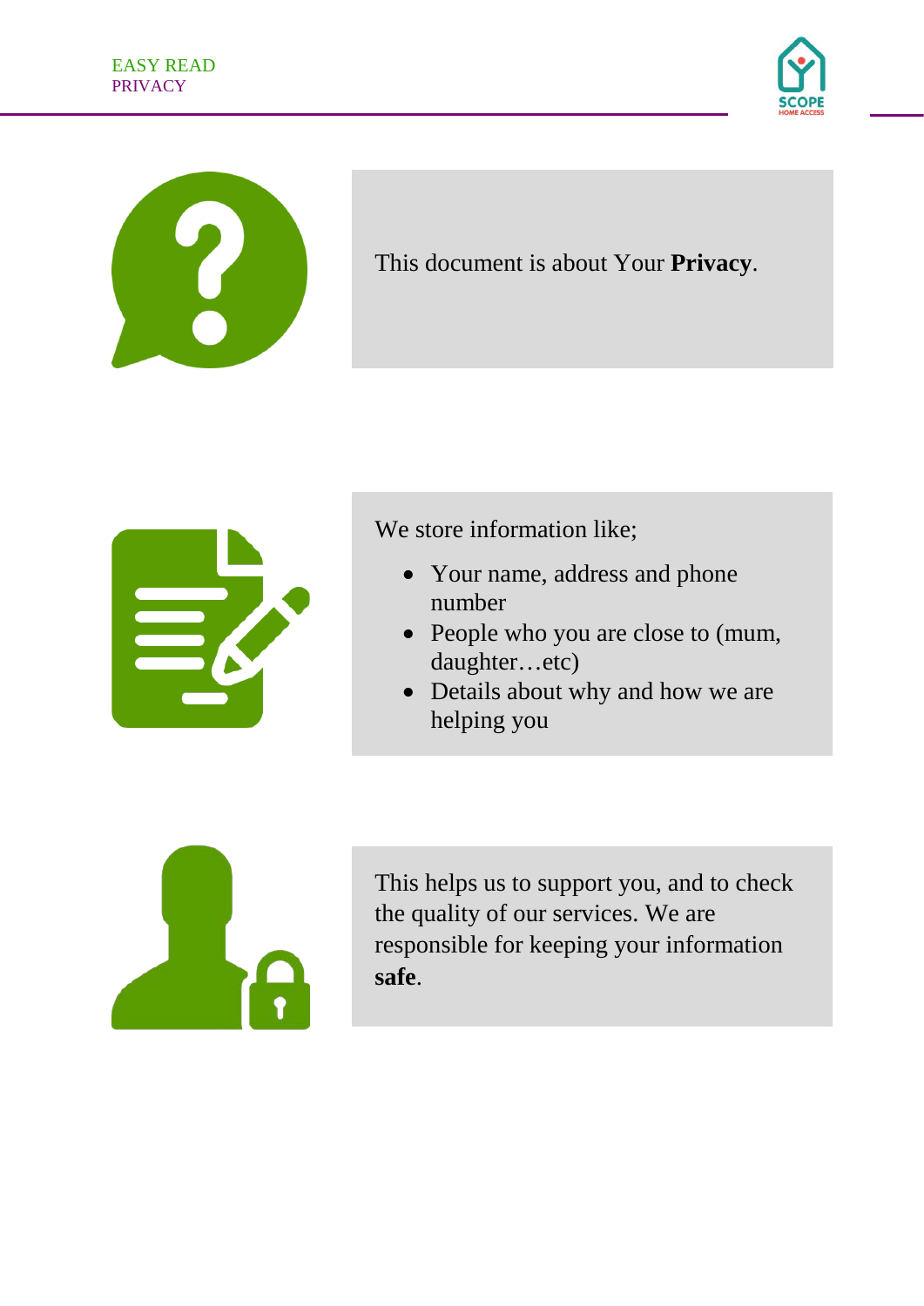This document is about Your **Privacy**.

We store information like;

- Your name, address and phone number
- People who you are close to (mum, daughter…etc)
- Details about why and how we are helping you

This helps us to support you, and to check the quality of our services. We are responsible for keeping your information **safe**.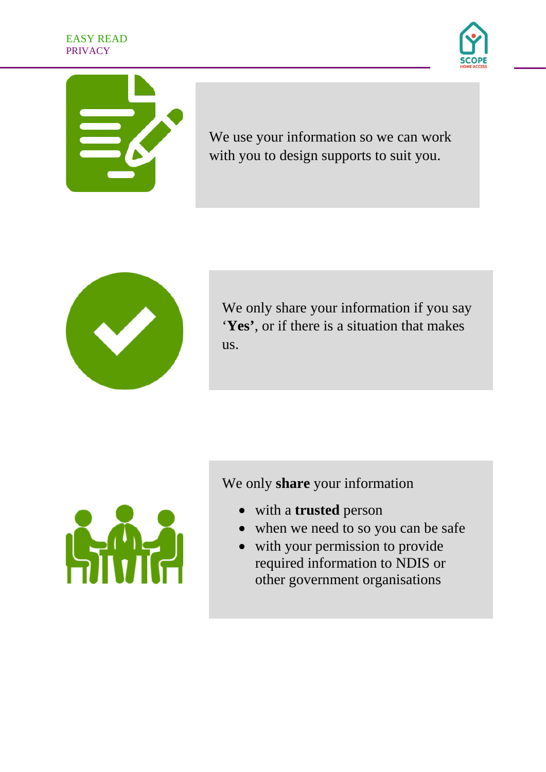We use your information so we can work with you to design supports to suit you.

We only share your information if you say ‘**Yes’**, or if there is a situation that makes us.

We only **share** your information

- with a **trusted** person
- when we need to so you can be safe
- with your permission to provide required information to NDIS or other government organisations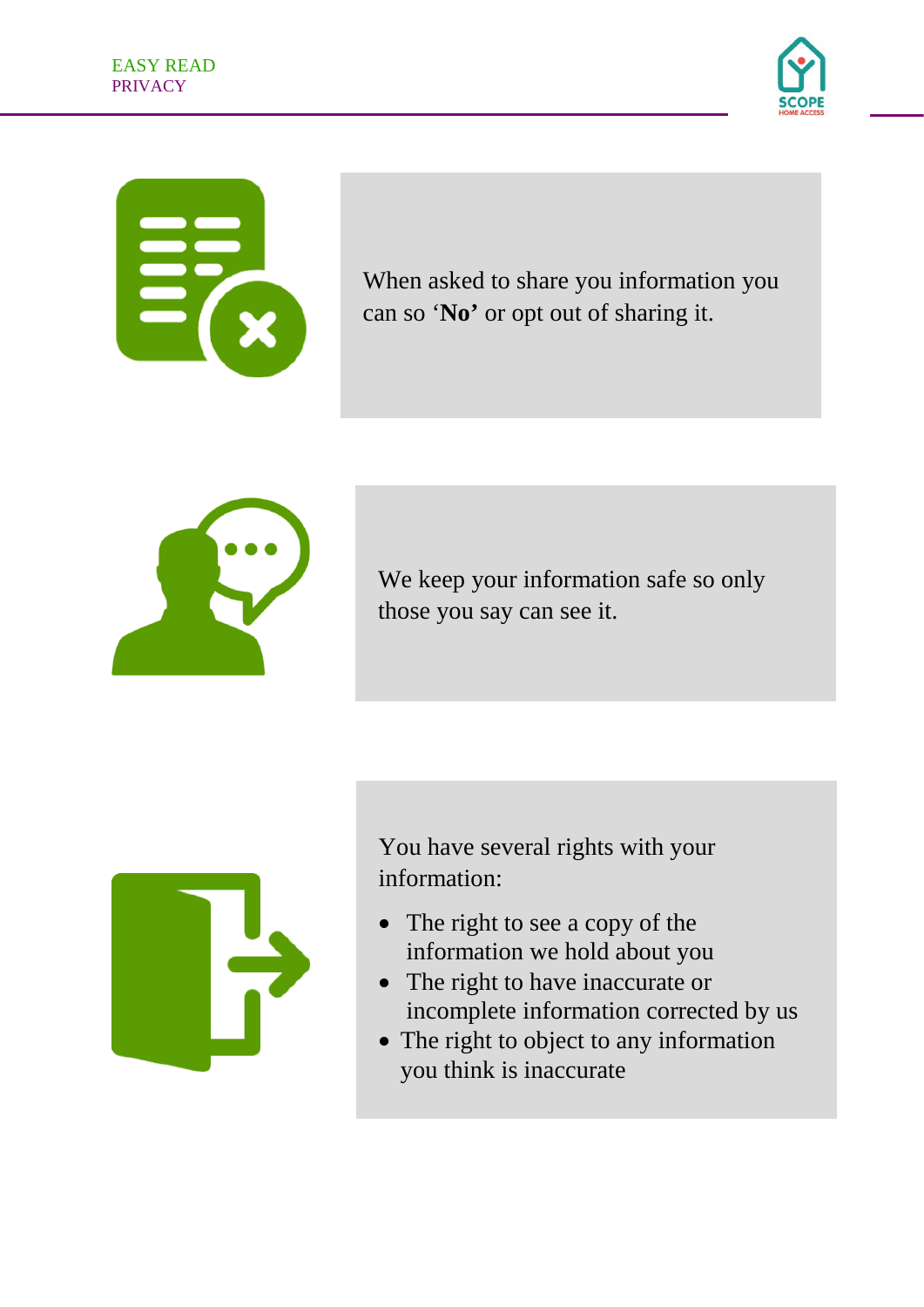When asked to share you information you can so '**No'** or opt out of sharing it.

We keep your information safe so only those you say can see it.

You have several rights with your information:

- The right to see a copy of the information we hold about you
- The right to have inaccurate or incomplete information corrected by us
- The right to object to any information you think is inaccurate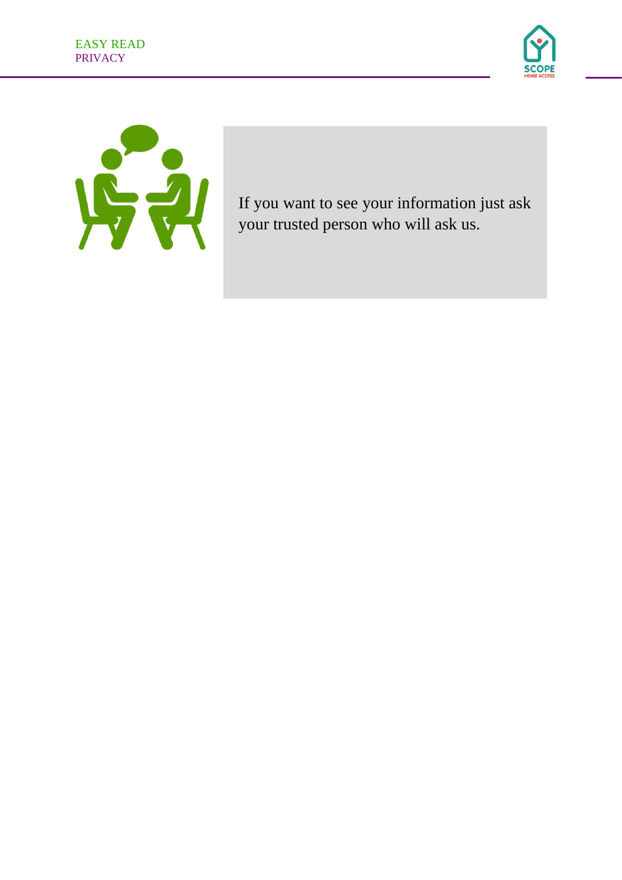If you want to see your information just ask your trusted person who will ask us.